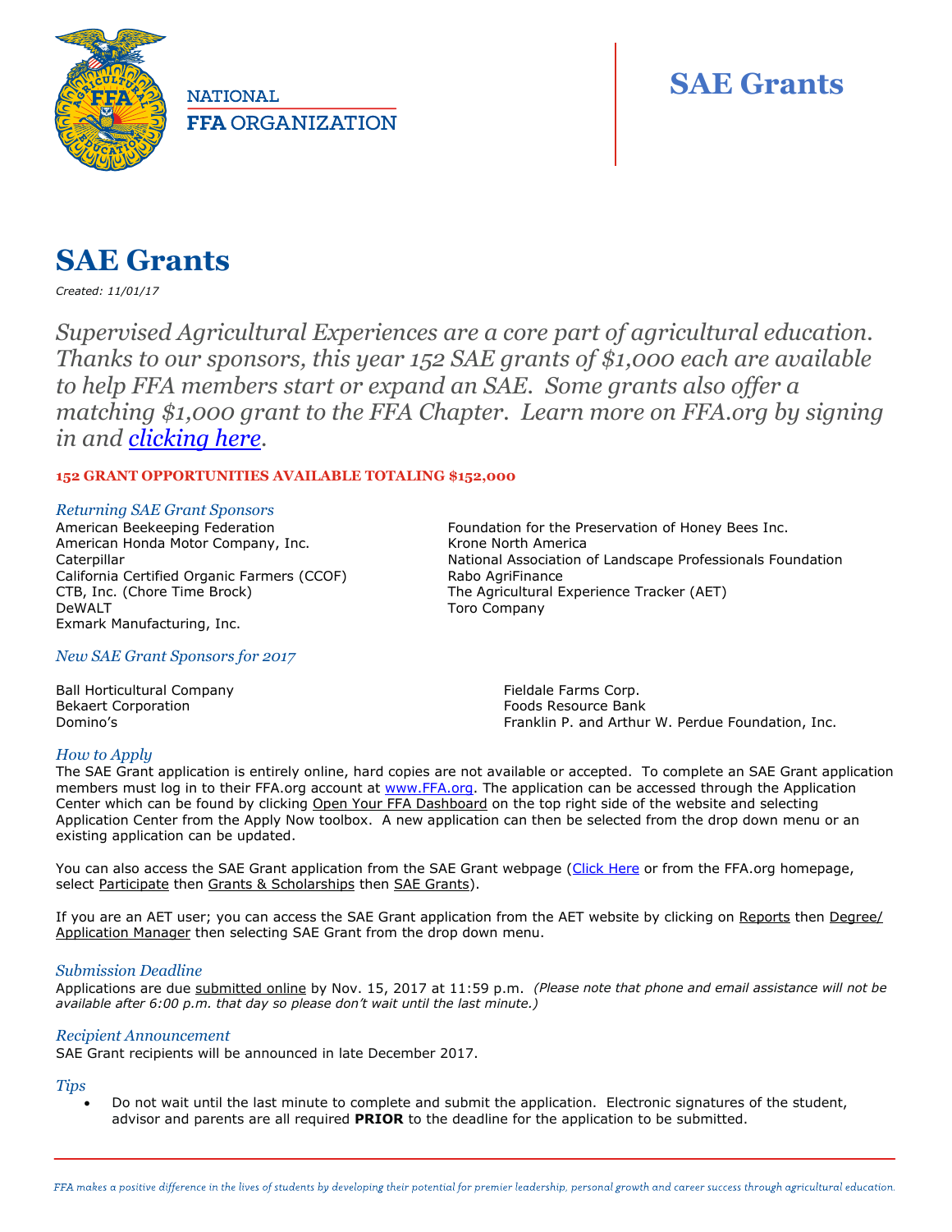NATIONAL FFA ORGANIZATION

# SAE Grants

## SAE Grants

*Created: 11/01/17*

*Supervised Agricultural Experiences are a core part of agricultural education. Thanks to our sponsors, this year 152 SAE grants of $1,000 each are available to help FFA members start or expand an SAE. Some grants also offer a matching $1,000 grant to the FFA Chapter. Learn more on FFA.org by signing in and [clicking here](#).*

**152 GRANT OPPORTUNITIES AVAILABLE TOTALING $152,000**

### *Returning SAE Grant Sponsors*

American Beekeeping Federation
American Honda Motor Company, Inc.
Caterpillar
California Certified Organic Farmers (CCOF)
CTB, Inc. (Chore Time Brock)
DeWALT
Exmark Manufacturing, Inc.
Foundation for the Preservation of Honey Bees Inc.
Krone North America
National Association of Landscape Professionals Foundation
Rabo AgriFinance
The Agricultural Experience Tracker (AET)
Toro Company

### *New SAE Grant Sponsors for 2017*

Ball Horticultural Company
Bekaert Corporation
Domino's
Fieldale Farms Corp.
Foods Resource Bank
Franklin P. and Arthur W. Perdue Foundation, Inc.

### *How to Apply*

The SAE Grant application is entirely online, hard copies are not available or accepted. To complete an SAE Grant application members must log in to their FFA.org account at www.FFA.org. The application can be accessed through the Application Center which can be found by clicking Open Your FFA Dashboard on the top right side of the website and selecting Application Center from the Apply Now toolbox. A new application can then be selected from the drop down menu or an existing application can be updated.

You can also access the SAE Grant application from the SAE Grant webpage (Click Here or from the FFA.org homepage, select Participate then Grants & Scholarships then SAE Grants).

If you are an AET user; you can access the SAE Grant application from the AET website by clicking on Reports then Degree/ Application Manager then selecting SAE Grant from the drop down menu.

### *Submission Deadline*

Applications are due submitted online by Nov. 15, 2017 at 11:59 p.m. *(Please note that phone and email assistance will not be available after 6:00 p.m. that day so please don't wait until the last minute.)*

### *Recipient Announcement*

SAE Grant recipients will be announced in late December 2017.

### *Tips*

- Do not wait until the last minute to complete and submit the application. Electronic signatures of the student, advisor and parents are all required **PRIOR** to the deadline for the application to be submitted.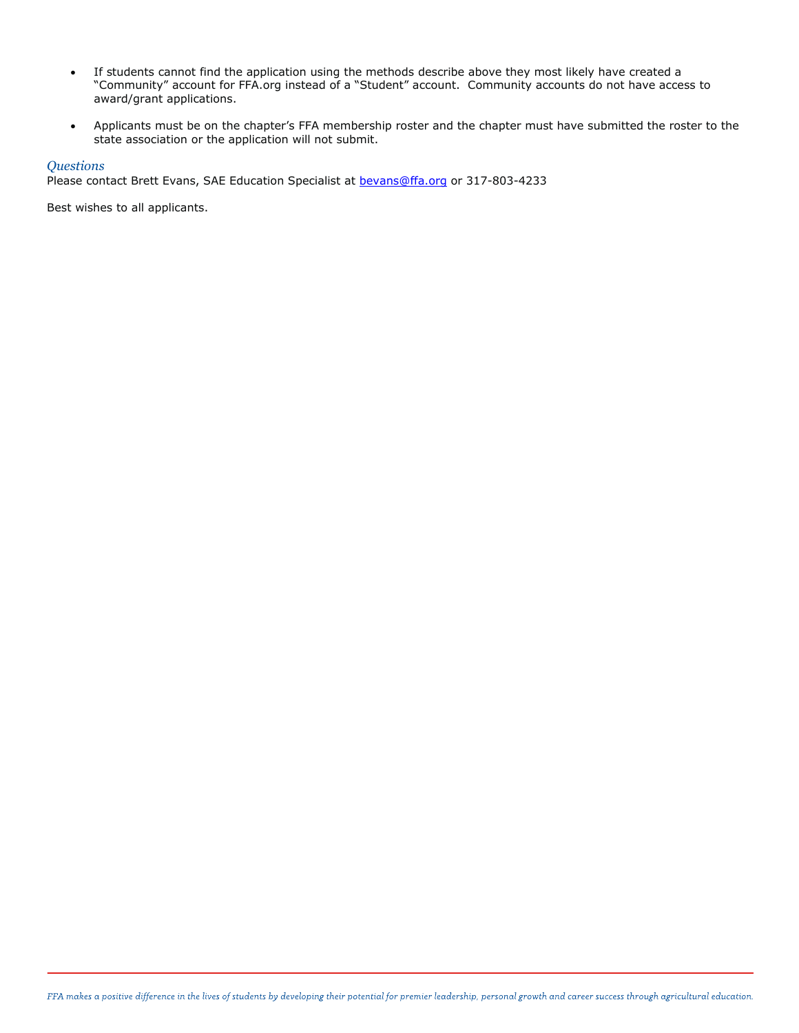- If students cannot find the application using the methods describe above they most likely have created a "Community" account for FFA.org instead of a "Student" account. Community accounts do not have access to award/grant applications.

- Applicants must be on the chapter's FFA membership roster and the chapter must have submitted the roster to the state association or the application will not submit.

### *Questions*

Please contact Brett Evans, SAE Education Specialist at bevans@ffa.org or 317-803-4233

Best wishes to all applicants.